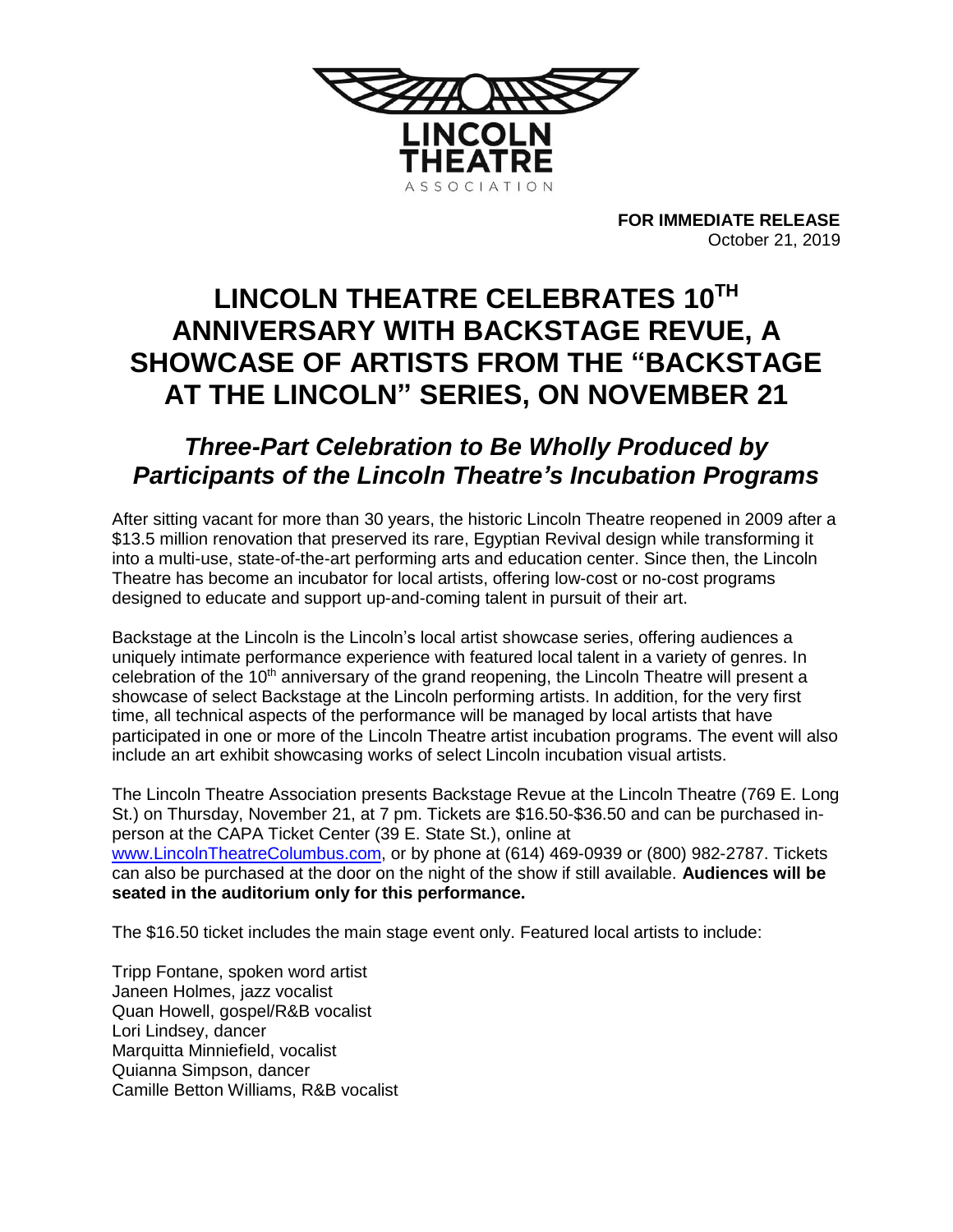LINCOLN THEATRE ASSOCIATION

**FOR IMMEDIATE RELEASE**
October 21, 2019

# LINCOLN THEATRE CELEBRATES 10TH ANNIVERSARY WITH BACKSTAGE REVUE, A SHOWCASE OF ARTISTS FROM THE "BACKSTAGE AT THE LINCOLN" SERIES, ON NOVEMBER 21

## *Three-Part Celebration to Be Wholly Produced by Participants of the Lincoln Theatre's Incubation Programs*

After sitting vacant for more than 30 years, the historic Lincoln Theatre reopened in 2009 after a $13.5 million renovation that preserved its rare, Egyptian Revival design while transforming it into a multi-use, state-of-the-art performing arts and education center. Since then, the Lincoln Theatre has become an incubator for local artists, offering low-cost or no-cost programs designed to educate and support up-and-coming talent in pursuit of their art.

Backstage at the Lincoln is the Lincoln's local artist showcase series, offering audiences a uniquely intimate performance experience with featured local talent in a variety of genres. In celebration of the 10th anniversary of the grand reopening, the Lincoln Theatre will present a showcase of select Backstage at the Lincoln performing artists. In addition, for the very first time, all technical aspects of the performance will be managed by local artists that have participated in one or more of the Lincoln Theatre artist incubation programs. The event will also include an art exhibit showcasing works of select Lincoln incubation visual artists.

The Lincoln Theatre Association presents Backstage Revue at the Lincoln Theatre (769 E. Long St.) on Thursday, November 21, at 7 pm. Tickets are $16.50-$36.50 and can be purchased in-person at the CAPA Ticket Center (39 E. State St.), online at www.LincolnTheatreColumbus.com, or by phone at (614) 469-0939 or (800) 982-2787. Tickets can also be purchased at the door on the night of the show if still available. **Audiences will be seated in the auditorium only for this performance.**

The $16.50 ticket includes the main stage event only. Featured local artists to include:

Tripp Fontane, spoken word artist
Janeen Holmes, jazz vocalist
Quan Howell, gospel/R&B vocalist
Lori Lindsey, dancer
Marquitta Minniefield, vocalist
Quianna Simpson, dancer
Camille Betton Williams, R&B vocalist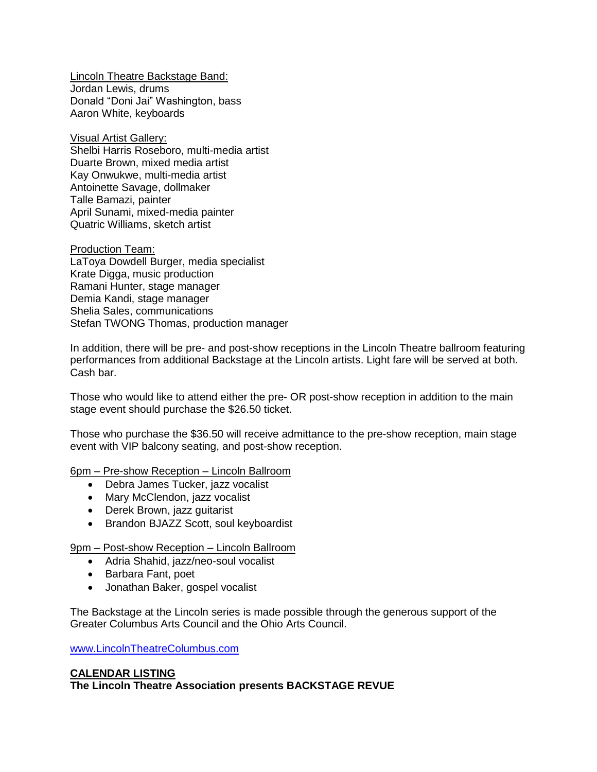<u>Lincoln Theatre Backstage Band:</u>
Jordan Lewis, drums
Donald "Doni Jai" Washington, bass
Aaron White, keyboards

<u>Visual Artist Gallery:</u>
Shelbi Harris Roseboro, multi-media artist
Duarte Brown, mixed media artist
Kay Onwukwe, multi-media artist
Antoinette Savage, dollmaker
Talle Bamazi, painter
April Sunami, mixed-media painter
Quatric Williams, sketch artist

<u>Production Team:</u>
LaToya Dowdell Burger, media specialist
Krate Digga, music production
Ramani Hunter, stage manager
Demia Kandi, stage manager
Shelia Sales, communications
Stefan TWONG Thomas, production manager

In addition, there will be pre- and post-show receptions in the Lincoln Theatre ballroom featuring performances from additional Backstage at the Lincoln artists. Light fare will be served at both. Cash bar.

Those who would like to attend either the pre- OR post-show reception in addition to the main stage event should purchase the $26.50 ticket.

Those who purchase the $36.50 will receive admittance to the pre-show reception, main stage event with VIP balcony seating, and post-show reception.

<u>6pm – Pre-show Reception – Lincoln Ballroom</u>

- Debra James Tucker, jazz vocalist
- Mary McClendon, jazz vocalist
- Derek Brown, jazz guitarist
- Brandon BJAZZ Scott, soul keyboardist

<u>9pm – Post-show Reception – Lincoln Ballroom</u>

- Adria Shahid, jazz/neo-soul vocalist
- Barbara Fant, poet
- Jonathan Baker, gospel vocalist

The Backstage at the Lincoln series is made possible through the generous support of the Greater Columbus Arts Council and the Ohio Arts Council.

[www.LincolnTheatreColumbus.com](http://www.LincolnTheatreColumbus.com)

**<u>CALENDAR LISTING</u>**
**The Lincoln Theatre Association presents BACKSTAGE REVUE**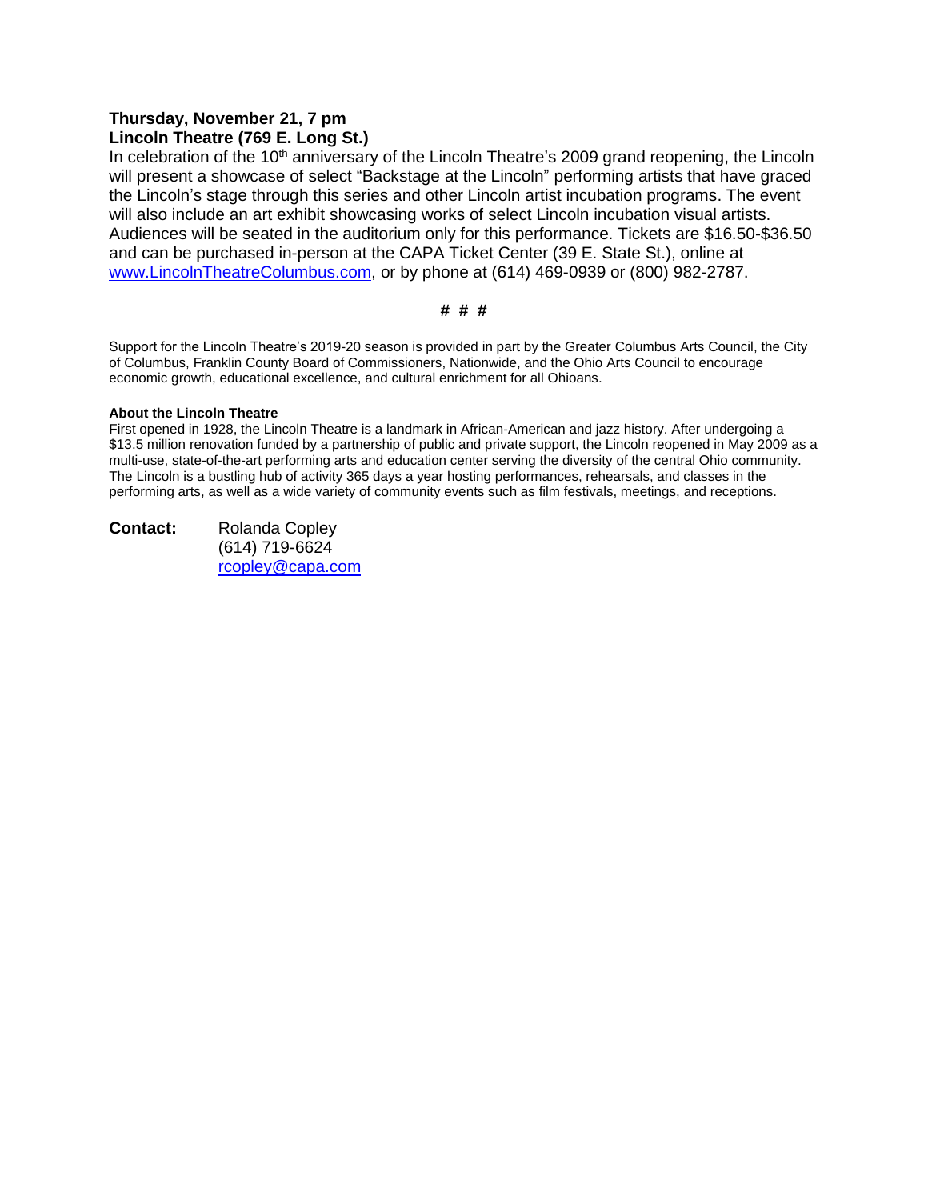**Thursday, November 21, 7 pm**
**Lincoln Theatre (769 E. Long St.)**

In celebration of the 10th anniversary of the Lincoln Theatre's 2009 grand reopening, the Lincoln will present a showcase of select "Backstage at the Lincoln" performing artists that have graced the Lincoln's stage through this series and other Lincoln artist incubation programs. The event will also include an art exhibit showcasing works of select Lincoln incubation visual artists. Audiences will be seated in the auditorium only for this performance. Tickets are $16.50-$36.50 and can be purchased in-person at the CAPA Ticket Center (39 E. State St.), online at www.LincolnTheatreColumbus.com, or by phone at (614) 469-0939 or (800) 982-2787.

# # #

Support for the Lincoln Theatre's 2019-20 season is provided in part by the Greater Columbus Arts Council, the City of Columbus, Franklin County Board of Commissioners, Nationwide, and the Ohio Arts Council to encourage economic growth, educational excellence, and cultural enrichment for all Ohioans.

**About the Lincoln Theatre**

First opened in 1928, the Lincoln Theatre is a landmark in African-American and jazz history. After undergoing a $13.5 million renovation funded by a partnership of public and private support, the Lincoln reopened in May 2009 as a multi-use, state-of-the-art performing arts and education center serving the diversity of the central Ohio community. The Lincoln is a bustling hub of activity 365 days a year hosting performances, rehearsals, and classes in the performing arts, as well as a wide variety of community events such as film festivals, meetings, and receptions.

**Contact:** Rolanda Copley
(614) 719-6624
rcopley@capa.com